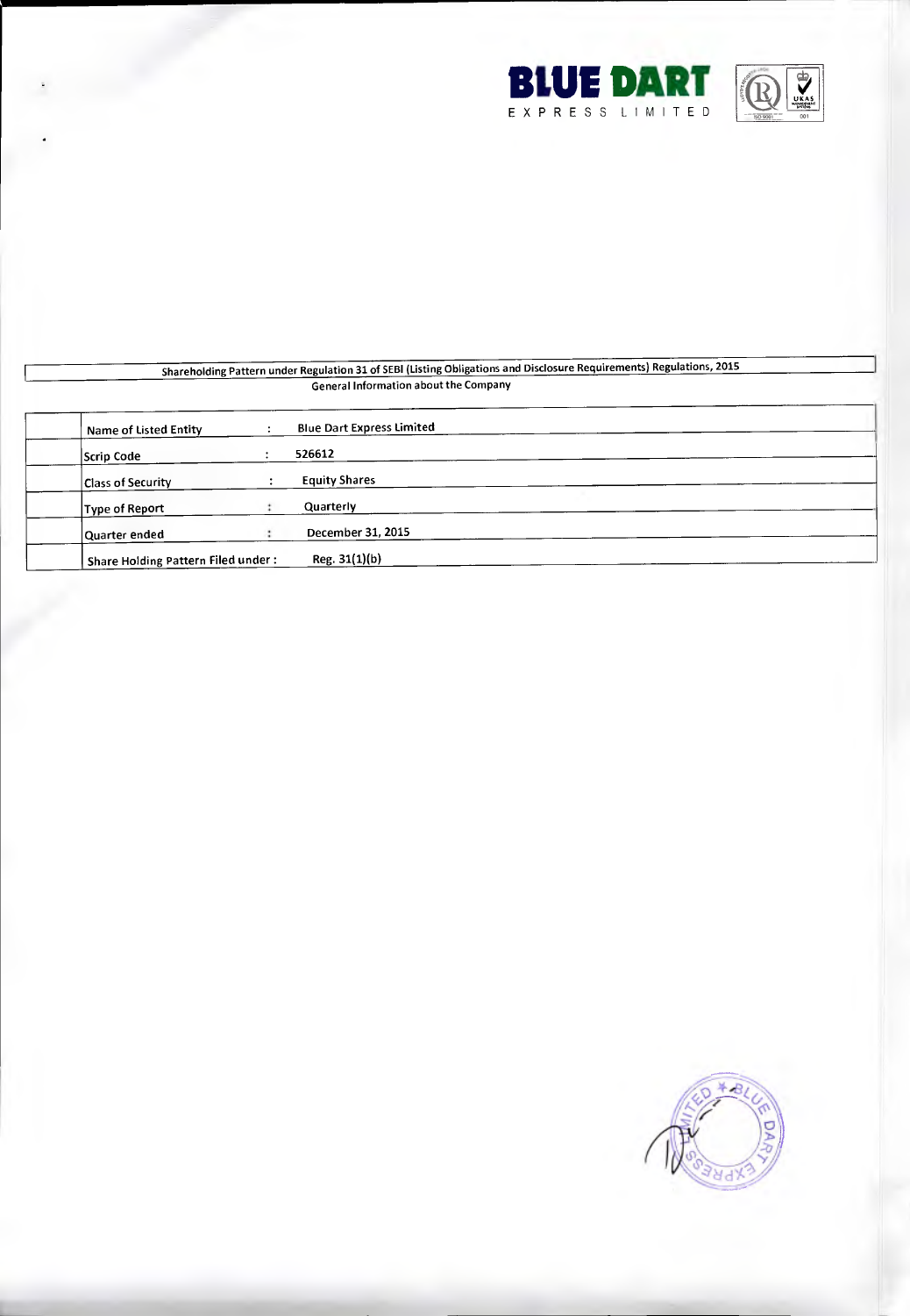**BLUE DART**
EXPRESS LIMITED

## Shareholding Pattern under Regulation 31 of SEBI (Listing Obligations and Disclosure Requirements) Regulations, 2015

### General Information about the Company

| | | | |
|---|---|---|---|
| | Name of Listed Entity | : | Blue Dart Express Limited |
| | Scrip Code | : | 526612 |
| | Class of Security | : | Equity Shares |
| | Type of Report | : | Quarterly |
| | Quarter ended | : | December 31, 2015 |
| | Share Holding Pattern Filed under : | | Reg. 31(1)(b) |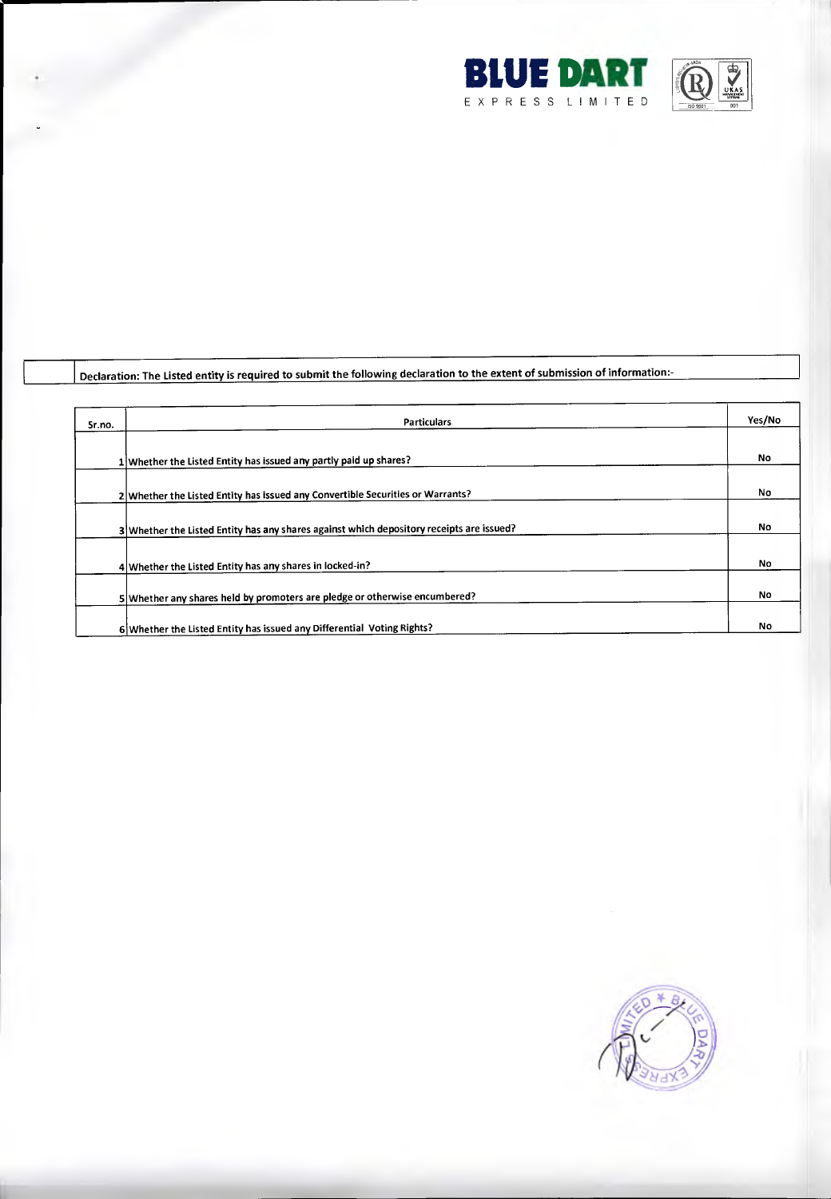Declaration: The Listed entity is required to submit the following declaration to the extent of submission of information:-

| Sr.no. | Particulars | Yes/No |
|---|---|---|
| 1 | Whether the Listed Entity has issued any partly paid up shares? | No |
| 2 | Whether the Listed Entity has issued any Convertible Securities or Warrants? | No |
| 3 | Whether the Listed Entity has any shares against which depository receipts are issued? | No |
| 4 | Whether the Listed Entity has any shares in locked-in? | No |
| 5 | Whether any shares held by promoters are pledge or otherwise encumbered? | No |
| 6 | Whether the Listed Entity has issued any Differential Voting Rights? | No |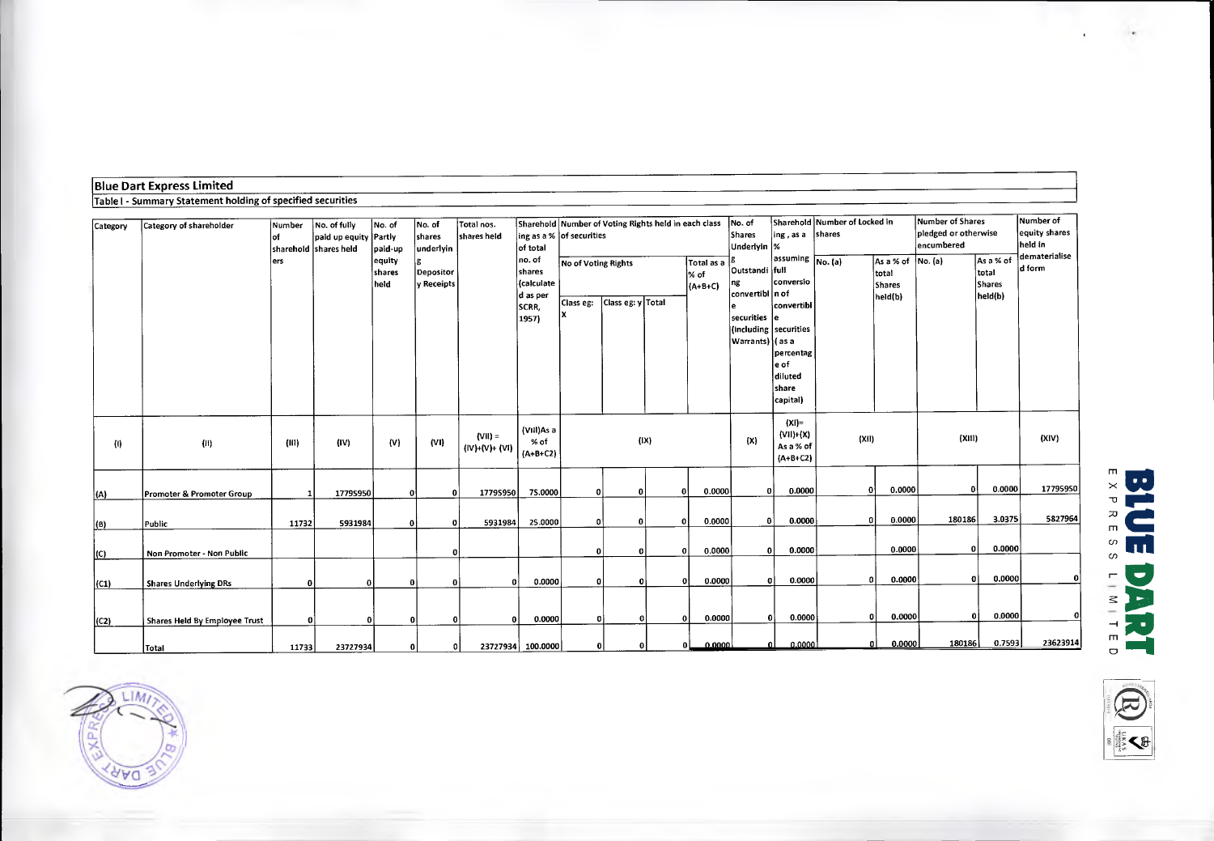**Blue Dart Express Limited**

**Table I - Summary Statement holding of specified securities**

| Category | Category of shareholder | Number of shareholders | No. of fully paid up equity shares held | No. of Partly paid-up equity shares held | No. of shares underlying Depository Receipts | Total nos. shares held | Shareholding as a % of total no. of shares (calculated as per SCRR, 1957) | Number of Voting Rights held in each class of securities | | | | No. of Shares Underlying Outstanding convertible securities (including Warrants) | Shareholding, as a % assuming full conversion of convertible securities (as a percentage of diluted share capital) | Number of Locked in shares | | Number of Shares pledged or otherwise encumbered | | Number of equity shares held in dematerialised form |
|---|---|---|---|---|---|---|---|---|---|---|---|---|---|---|---|---|---|---|
| | | | | | | | | No of Voting Rights | | | Total as a % of (A+B+C) | | | No. (a) | As a % of total Shares held(b) | No. (a) | As a % of total Shares held(b) | |
| | | | | | | | | Class eg: X | Class eg: y | Total | | | | | | | | |
| (I) | (II) | (III) | (IV) | (V) | (VI) | (VII) = (IV)+(V)+ (VI) | (VIII)As a % of (A+B+C2) | (IX) | | | | (X) | (XI)= (VII)+(X) As a % of (A+B+C2) | (XII) | | (XIII) | | (XIV) |
| (A) | Promoter & Promoter Group | 1 | 17795950 | 0 | 0 | 17795950 | 75.0000 | 0 | 0 | 0 | 0.0000 | 0 | 0.0000 | 0 | 0.0000 | 0 | 0.0000 | 17795950 |
| (B) | Public | 11732 | 5931984 | 0 | 0 | 5931984 | 25.0000 | 0 | 0 | 0 | 0.0000 | 0 | 0.0000 | 0 | 0.0000 | 180186 | 3.0375 | 5827964 |
| (C) | Non Promoter - Non Public | | | | 0 | | | 0 | 0 | 0 | 0.0000 | 0 | 0.0000 | | 0.0000 | 0 | 0.0000 | |
| (C1) | Shares Underlying DRs | 0 | 0 | 0 | 0 | 0 | 0.0000 | 0 | 0 | 0 | 0.0000 | 0 | 0.0000 | 0 | 0.0000 | 0 | 0.0000 | 0 |
| (C2) | Shares Held By Employee Trust | 0 | 0 | 0 | 0 | 0 | 0.0000 | 0 | 0 | 0 | 0.0000 | 0 | 0.0000 | 0 | 0.0000 | 0 | 0.0000 | 0 |
| | Total | 11733 | 23727934 | 0 | 0 | 23727934 | 100.0000 | 0 | 0 | 0 | 0.0000 | 0 | 0.0000 | 0 | 0.0000 | 180186 | 0.7593 | 23623914 |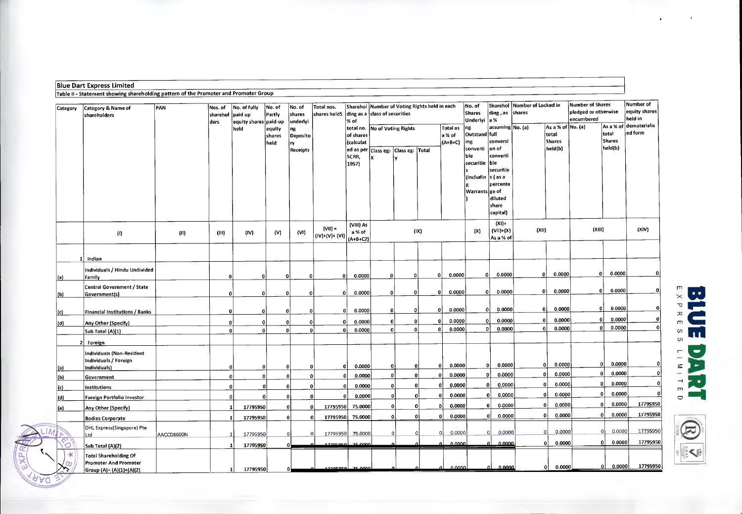## Blue Dart Express Limited

Table II - Statement showing shareholding pattern of the Promoter and Promoter Group

| Category | Category & Name of shareholders | PAN | Nos. of shareholders | No. of fully paid up equity shares held | No. of Partly paid-up equity shares held | No. of shares underlying Depository Receipts | Total nos. shares held | Shareholding as a % of total no. of shares (calculated as per SCRR, 1957) | Number of Voting Rights held in each class of securities | | | | No. of Shares Underlying Outstanding convertible securities (including Warrants) | Shareholding , as a % assuming full conversion of convertible securities ( as a percentage of diluted share capital) | Number of Locked in shares | | Number of Shares pledged or otherwise encumbered | | Number of equity shares held in dematerialised form |
|---|---|---|---|---|---|---|---|---|---|---|---|---|---|---|---|---|---|---|---|
| | | | | | | | | | No of Voting Rights | | | Total as a % of (A+B+C) | | | No. (a) | As a % of total Shares held(b) | No. (a) | As a % of total Shares held(b) | |
| | | | | | | | | | Class eg: X | Class eg: y | Total | | | | | | | | |
| | (I) | (II) | (III) | (IV) | (V) | (VI) | (VII) = (IV)+(V)+ (VI) | (VIII) As a % of (A+B+C2) | (IX) | | | | (X) | (XI)= (VII)+(X) As a % of | (XII) | | (XIII) | | (XIV) |
| 1 | Indian | | | | | | | | | | | | | | | | | | |
| (a) | Individuals / Hindu Undivided Family | | 0 | 0 | 0 | 0 | 0 | 0.0000 | 0 | 0 | 0 | 0.0000 | 0 | 0.0000 | 0 | 0.0000 | 0 | 0.0000 | 0 |
| (b) | Central Government / State Government(s) | | 0 | 0 | 0 | 0 | 0 | 0.0000 | 0 | 0 | 0 | 0.0000 | 0 | 0.0000 | 0 | 0.0000 | 0 | 0.0000 | 0 |
| (c) | Financial Institutions / Banks | | 0 | 0 | 0 | 0 | 0 | 0.0000 | 0 | 0 | 0 | 0.0000 | 0 | 0.0000 | 0 | 0.0000 | 0 | 0.0000 | 0 |
| (d) | Any Other (Specify) | | 0 | 0 | 0 | 0 | 0 | 0.0000 | 0 | 0 | 0 | 0.0000 | 0 | 0.0000 | 0 | 0.0000 | 0 | 0.0000 | 0 |
| | Sub Total (A)(1) | | 0 | 0 | 0 | 0 | 0 | 0.0000 | 0 | 0 | 0 | 0.0000 | 0 | 0.0000 | 0 | 0.0000 | 0 | 0.0000 | 0 |
| 2 | Foreign | | | | | | | | | | | | | | | | | | |
| (a) | Individuals (Non-Resident Individuals / Foreign Individuals) | | 0 | 0 | 0 | 0 | 0 | 0.0000 | 0 | 0 | 0 | 0.0000 | 0 | 0.0000 | 0 | 0.0000 | 0 | 0.0000 | 0 |
| (b) | Government | | 0 | 0 | 0 | 0 | 0 | 0.0000 | 0 | 0 | 0 | 0.0000 | 0 | 0.0000 | 0 | 0.0000 | 0 | 0.0000 | 0 |
| (c) | Institutions | | 0 | 0 | 0 | 0 | 0 | 0.0000 | 0 | 0 | 0 | 0.0000 | 0 | 0.0000 | 0 | 0.0000 | 0 | 0.0000 | 0 |
| (d) | Foreign Portfolio Investor | | 0 | 0 | 0 | 0 | 0 | 0.0000 | 0 | 0 | 0 | 0.0000 | 0 | 0.0000 | 0 | 0.0000 | 0 | 0.0000 | 0 |
| (e) | Any Other (Specify) | | 1 | 17795950 | 0 | 0 | 17795950 | 75.0000 | 0 | 0 | 0 | 0.0000 | 0 | 0.0000 | 0 | 0.0000 | 0 | 0.0000 | 17795950 |
| | Bodies Corporate | | 1 | 17795950 | 0 | 0 | 17795950 | 75.0000 | 0 | 0 | 0 | 0.0000 | 0 | 0.0000 | 0 | 0.0000 | 0 | 0.0000 | 17795950 |
| | DHL Express(Singapore) Pte Ltd | AACCD8600N | 1 | 17795950 | 0 | 0 | 17795950 | 75.0000 | 0 | 0 | 0 | 0.0000 | 0 | 0.0000 | 0 | 0.0000 | 0 | 0.0000 | 17795950 |
| | Sub Total (A)(2) | | 1 | 17795950 | 0 | 0 | 17795950 | 75.0000 | 0 | 0 | 0 | 0.0000 | 0 | 0.0000 | 0 | 0.0000 | 0 | 0.0000 | 17795950 |
| | Total Shareholding Of Promoter And Promoter Group (A)= (A)(1)+(A)(2) | | 1 | 17795950 | 0 | 0 | 17795950 | 75.0000 | 0 | 0 | 0 | 0.0000 | 0 | 0.0000 | 0 | 0.0000 | 0 | 0.0000 | 17795950 |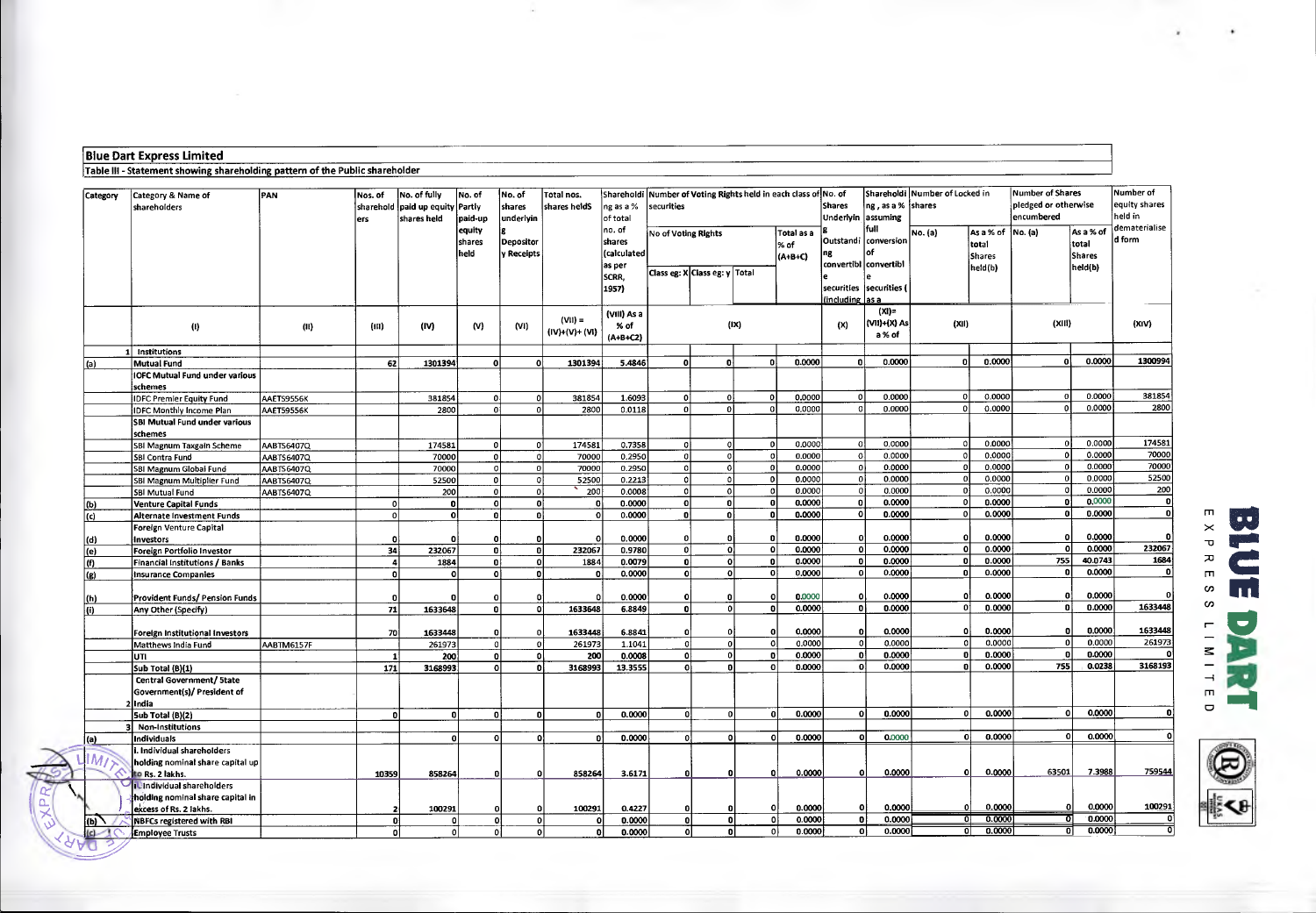**Blue Dart Express Limited**

**Table III - Statement showing shareholding pattern of the Public shareholder**

| Category | Category & Name of shareholders | PAN | Nos. of shareholders | No. of fully paid up equity shares held | No. of Partly paid-up equity shares held | No. of shares underlying Depository Receipts | Total nos. shares held | Shareholding as a % of total no. of shares (calculated as per SCRR, 1957) | Number of Voting Rights held in each class of securities | | | | No. of Shares Underlying Outstanding convertible securities (including ... | Shareholding, as a % assuming full conversion of convertible securities ( as a % of | Number of Locked in shares | | Number of Shares pledged or otherwise encumbered | | Number of equity shares held in dematerialised form |
|---|---|---|---|---|---|---|---|---|---|---|---|---|---|---|---|---|---|---|---|
| | | | | | | | | | No of Voting Rights | | | Total as a % of (A+B+C) | | | No. (a) | As a % of total Shares held(b) | No. (a) | As a % of total Shares held(b) | |
| | | | | | | | | | Class eg: X | Class eg: y | Total | | | | | | | | |
| | (I) | (II) | (III) | (IV) | (V) | (VI) | (VII) = (IV)+(V)+ (VI) | (VIII) As a % of (A+B+C2) | (IX) | | | | (X) | (XI)= (VII)+(X) As a % of | (XII) | | (XIII) | | (XIV) |
| 1 | Institutions | | | | | | | | | | | | | | | | | | |
| (a) | Mutual Fund | | 62 | 1301394 | 0 | 0 | 1301394 | 5.4846 | 0 | 0 | 0 | 0.0000 | 0 | 0.0000 | 0 | 0.0000 | 0 | 0.0000 | 1300994 |
| | IDFC Mutual Fund under various schemes | | | | | | | | | | | | | | | | | | |
| | IDFC Premier Equity Fund | AAETS9556K | | 381854 | 0 | 0 | 381854 | 1.6093 | 0 | 0 | 0 | 0.0000 | 0 | 0.0000 | 0 | 0.0000 | 0 | 0.0000 | 381854 |
| | IDFC Monthly Income Plan | AAETS9556K | | 2800 | 0 | 0 | 2800 | 0.0118 | 0 | 0 | 0 | 0.0000 | 0 | 0.0000 | 0 | 0.0000 | 0 | 0.0000 | 2800 |
| | SBI Mutual Fund under various schemes | | | | | | | | | | | | | | | | | | |
| | SBI Magnum Taxgain Scheme | AABTS6407Q | | 174581 | 0 | 0 | 174581 | 0.7358 | 0 | 0 | 0 | 0.0000 | 0 | 0.0000 | 0 | 0.0000 | 0 | 0.0000 | 174581 |
| | SBI Contra Fund | AABTS6407Q | | 70000 | 0 | 0 | 70000 | 0.2950 | 0 | 0 | 0 | 0.0000 | 0 | 0.0000 | 0 | 0.0000 | 0 | 0.0000 | 70000 |
| | SBI Magnum Global Fund | AABTS6407Q | | 70000 | 0 | 0 | 70000 | 0.2950 | 0 | 0 | 0 | 0.0000 | 0 | 0.0000 | 0 | 0.0000 | 0 | 0.0000 | 70000 |
| | SBI Magnum Multiplier Fund | AABTS6407Q | | 52500 | 0 | 0 | 52500 | 0.2213 | 0 | 0 | 0 | 0.0000 | 0 | 0.0000 | 0 | 0.0000 | 0 | 0.0000 | 52500 |
| | SBI Mutual Fund | AABTS6407Q | | 200 | 0 | 0 | 200 | 0.0008 | 0 | 0 | 0 | 0.0000 | 0 | 0.0000 | 0 | 0.0000 | 0 | 0.0000 | 200 |
| (b) | Venture Capital Funds | | 0 | 0 | 0 | 0 | 0 | 0.0000 | 0 | 0 | 0 | 0.0000 | 0 | 0.0000 | 0 | 0.0000 | 0 | 0.0000 | 0 |
| (c) | Alternate Investment Funds | | 0 | 0 | 0 | 0 | 0 | 0.0000 | 0 | 0 | 0 | 0.0000 | 0 | 0.0000 | 0 | 0.0000 | 0 | 0.0000 | 0 |
| (d) | Foreign Venture Capital Investors | | 0 | 0 | 0 | 0 | 0 | 0.0000 | 0 | 0 | 0 | 0.0000 | 0 | 0.0000 | 0 | 0.0000 | 0 | 0.0000 | 0 |
| (e) | Foreign Portfolio Investor | | 34 | 232067 | 0 | 0 | 232067 | 0.9780 | 0 | 0 | 0 | 0.0000 | 0 | 0.0000 | 0 | 0.0000 | 0 | 0.0000 | 232067 |
| (f) | Financial Institutions / Banks | | 4 | 1884 | 0 | 0 | 1884 | 0.0079 | 0 | 0 | 0 | 0.0000 | 0 | 0.0000 | 0 | 0.0000 | 755 | 40.0743 | 1684 |
| (g) | Insurance Companies | | 0 | 0 | 0 | 0 | 0 | 0.0000 | 0 | 0 | 0 | 0.0000 | 0 | 0.0000 | 0 | 0.0000 | 0 | 0.0000 | 0 |
| (h) | Provident Funds/ Pension Funds | | 0 | 0 | 0 | 0 | 0 | 0.0000 | 0 | 0 | 0 | 0.0000 | 0 | 0.0000 | 0 | 0.0000 | 0 | 0.0000 | 0 |
| (i) | Any Other (Specify) | | 71 | 1633648 | 0 | 0 | 1633648 | 6.8849 | 0 | 0 | 0 | 0.0000 | 0 | 0.0000 | 0 | 0.0000 | 0 | 0.0000 | 1633448 |
| | Foreign Institutional Investors | | 70 | 1633448 | 0 | 0 | 1633448 | 6.8841 | 0 | 0 | 0 | 0.0000 | 0 | 0.0000 | 0 | 0.0000 | 0 | 0.0000 | 1633448 |
| | Matthews India Fund | AABTM6157F | | 261973 | 0 | 0 | 261973 | 1.1041 | 0 | 0 | 0 | 0.0000 | 0 | 0.0000 | 0 | 0.0000 | 0 | 0.0000 | 261973 |
| | UTI | | 1 | 200 | 0 | 0 | 200 | 0.0008 | 0 | 0 | 0 | 0.0000 | 0 | 0.0000 | 0 | 0.0000 | 0 | 0.0000 | 0 |
| | Sub Total (B)(1) | | 171 | 3168993 | 0 | 0 | 3168993 | 13.3555 | 0 | 0 | 0 | 0.0000 | 0 | 0.0000 | 0 | 0.0000 | 755 | 0.0238 | 3168193 |
| 2 | Central Government/ State Government(s)/ President of India | | | | | | | | | | | | | | | | | | |
| | Sub Total (B)(2) | | 0 | 0 | 0 | 0 | 0 | 0.0000 | 0 | 0 | 0 | 0.0000 | 0 | 0.0000 | 0 | 0.0000 | 0 | 0.0000 | 0 |
| 3 | Non-Institutions | | | | | | | | | | | | | | | | | | |
| (a) | Individuals | | | 0 | 0 | 0 | 0 | 0.0000 | 0 | 0 | 0 | 0.0000 | 0 | 0.0000 | 0 | 0.0000 | 0 | 0.0000 | 0 |
| | i. Individual shareholders holding nominal share capital up to Rs. 2 lakhs. | | 10359 | 858264 | 0 | 0 | 858264 | 3.6171 | 0 | 0 | 0 | 0.0000 | 0 | 0.0000 | 0 | 0.0000 | 63501 | 7.3988 | 759544 |
| | ii. Individual shareholders holding nominal share capital in excess of Rs. 2 lakhs. | | 2 | 100291 | 0 | 0 | 100291 | 0.4227 | 0 | 0 | 0 | 0.0000 | 0 | 0.0000 | 0 | 0.0000 | 0 | 0.0000 | 100291 |
| (b) | NBFCs registered with RBI | | 0 | 0 | 0 | 0 | 0 | 0.0000 | 0 | 0 | 0 | 0.0000 | 0 | 0.0000 | 0 | 0.0000 | 0 | 0.0000 | 0 |
| (c) | Employee Trusts | | 0 | 0 | 0 | 0 | 0 | 0.0000 | 0 | 0 | 0 | 0.0000 | 0 | 0.0000 | 0 | 0.0000 | 0 | 0.0000 | 0 |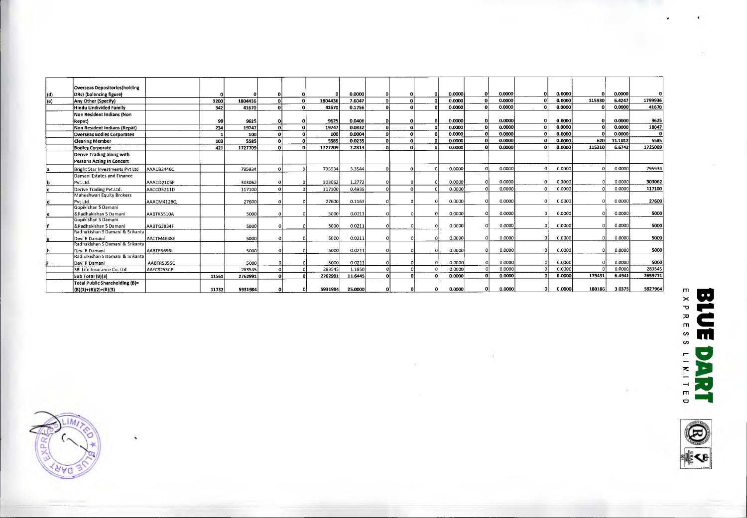| | | | | | | | | | | | | | | | | | | | |
|---|---|---|---|---|---|---|---|---|---|---|---|---|---|---|---|---|---|---|---|
| (d) | Overseas Depositories(holding DRs) (balancing figure) | | 0 | 0 | 0 | 0 | 0 | 0.0000 | 0 | 0 | 0 | 0.0000 | 0 | 0.0000 | 0 | 0.0000 | 0 | 0.0000 | 0 |
| (e) | Any Other (Specify) | | 1200 | 1804436 | 0 | 0 | 1804436 | 7.6047 | 0 | 0 | 0 | 0.0000 | 0 | 0.0000 | 0 | 0.0000 | 115930 | 6.4247 | 1799936 |
| | Hindu Undivided Family | | 342 | 41670 | 0 | 0 | 41670 | 0.1756 | 0 | 0 | 0 | 0.0000 | 0 | 0.0000 | 0 | 0.0000 | 0 | 0.0000 | 41670 |
| | Non Resident Indians (Non Repat) | | 99 | 9625 | 0 | 0 | 9625 | 0.0406 | 0 | 0 | 0 | 0.0000 | 0 | 0.0000 | 0 | 0.0000 | 0 | 0.0000 | 9625 |
| | Non Resident Indians (Repat) | | 234 | 19747 | 0 | 0 | 19747 | 0.0832 | 0 | 0 | 0 | 0.0000 | 0 | 0.0000 | 0 | 0.0000 | 0 | 0.0000 | 18047 |
| | Overseas Bodies Corporates | | 1 | 100 | 0 | 0 | 100 | 0.0004 | 0 | 0 | 0 | 0.0000 | 0 | 0.0000 | 0 | 0.0000 | 0 | 0.0000 | 0 |
| | Clearing Member | | 103 | 5585 | 0 | 0 | 5585 | 0.0235 | 0 | 0 | 0 | 0.0000 | 0 | 0.0000 | 0 | 0.0000 | 620 | 11.1012 | 5585 |
| | Bodies Corporate | | 421 | 1727709 | 0 | 0 | 1727709 | 7.2813 | 0 | 0 | 0 | 0.0000 | 0 | 0.0000 | 0 | 0.0000 | 115310 | 6.6742 | 1725009 |
| | Derive Trading along with Persons Acting In Concert | | | | | | | | | | | | | | | | | | |
| a | Bright Star Investments Pvt Ltd | AAACB2446C | | 795934 | 0 | 0 | 795934 | 3.3544 | 0 | 0 | 0 | 0.0000 | 0 | 0.0000 | 0 | 0.0000 | 0 | 0.0000 | 795934 |
| b | Damani Estates and Finance Pvt.Ltd. | AAACD2106P | | 303062 | 0 | 0 | 303062 | 1.2772 | 0 | 0 | 0 | 0.0000 | 0 | 0.0000 | 0 | 0.0000 | 0 | 0.0000 | 303062 |
| c | Derive Trading Pvt.Ltd. | AACCD5211D | | 117100 | 0 | 0 | 117100 | 0.4935 | 0 | 0 | 0 | 0.0000 | 0 | 0.0000 | 0 | 0.0000 | 0 | 0.0000 | 117100 |
| d | Maheshwari Equity Brokers Pvt.Ltd. | AAACM4128Q | | 27600 | 0 | 0 | 27600 | 0.1163 | 0 | 0 | 0 | 0.0000 | 0 | 0.0000 | 0 | 0.0000 | 0 | 0.0000 | 27600 |
| e | Gopikishan S Damani &Radhakishan S Damani | AABTK5510A | | 5000 | 0 | 0 | 5000 | 0.0211 | 0 | 0 | 0 | 0.0000 | 0 | 0.0000 | 0 | 0.0000 | 0 | 0.0000 | 5000 |
| f | Gopikishan S Damani &Radhakishan S Damani | AABTG3834F | | 5000 | 0 | 0 | 5000 | 0.0211 | 0 | 0 | 0 | 0.0000 | 0 | 0.0000 | 0 | 0.0000 | 0 | 0.0000 | 5000 |
| g | Radhakishan S Damani & Srikanta Devi R Damani | AACTM4638E | | 5000 | 0 | 0 | 5000 | 0.0211 | 0 | 0 | 0 | 0.0000 | 0 | 0.0000 | 0 | 0.0000 | 0 | 0.0000 | 5000 |
| h | Radhakishan S Damani & Srikanta Devi R Damani | AABTB5656L | | 5000 | 0 | 0 | 5000 | 0.0211 | 0 | 0 | 0 | 0.0000 | 0 | 0.0000 | 0 | 0.0000 | 0 | 0.0000 | 5000 |
| i | Radhakishan S Damani & Srikanta Devi R Damani | AABTR5355C | | 5000 | 0 | 0 | 5000 | 0.0211 | 0 | 0 | 0 | 0.0000 | 0 | 0.0000 | 0 | 0.0000 | 0 | 0.0000 | 5000 |
| | SBI Life Insurance Co. Ltd | AAFCS2530P | | 283545 | 0 | 0 | 283545 | 1.1950 | 0 | 0 | 0 | 0.0000 | 0 | 0.0000 | 0 | 0.0000 | 0 | 0.0000 | 283545 |
| | Sub Total (B)(3) | | 11561 | 2762991 | 0 | 0 | 2762991 | 11.6445 | 0 | 0 | 0 | 0.0000 | 0 | 0.0000 | 0 | 0.0000 | 179431 | 6.4941 | 2659771 |
| | Total Public Shareholding (B)= (B)(1)+(B)(2)+(B)(3) | | 11732 | 5931984 | 0 | 0 | 5931984 | 25.0000 | 0 | 0 | 0 | 0.0000 | 0 | 0.0000 | 0 | 0.0000 | 180186 | 3.0375 | 5827964 |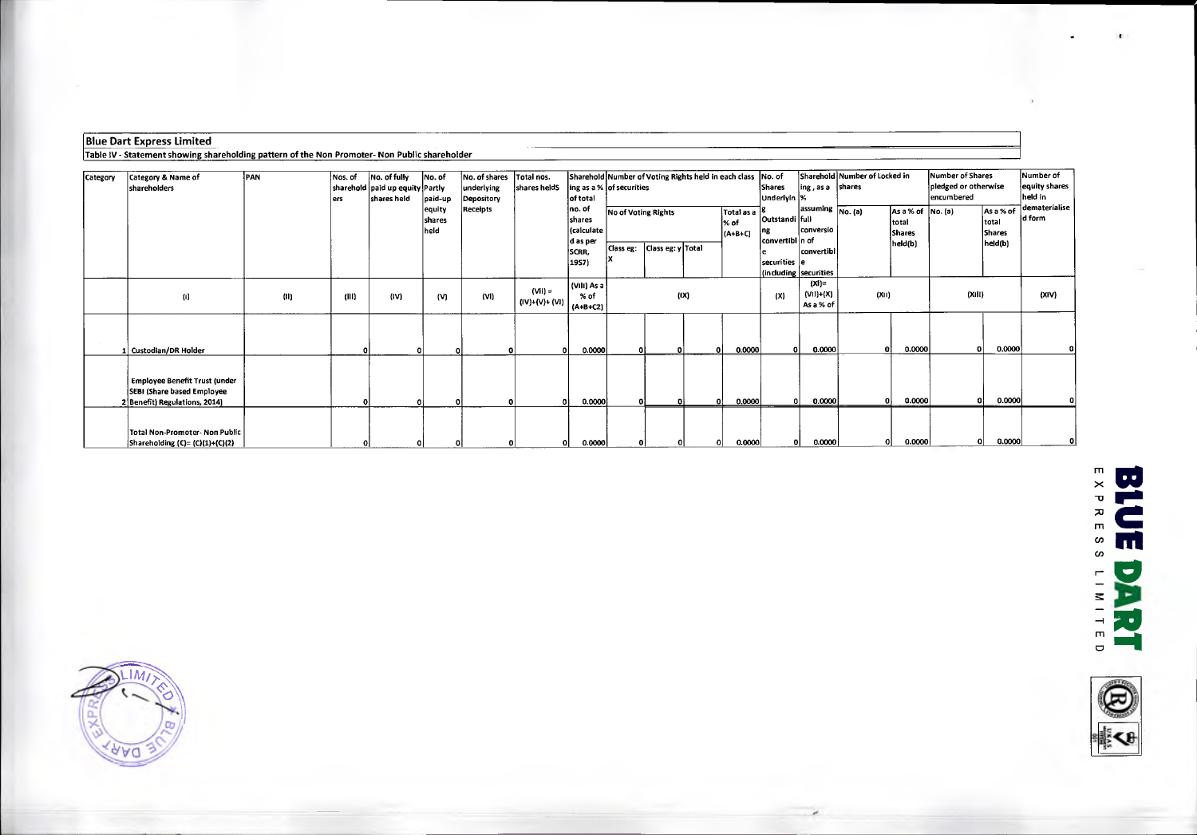**Blue Dart Express Limited**

Table IV - Statement showing shareholding pattern of the Non Promoter- Non Public shareholder

| Category | Category & Name of shareholders | PAN | Nos. of shareholders | No. of fully paid up equity shares held | No. of Partly paid-up equity shares held | No. of shares underlying Depository Receipts | Total nos. shares heldS | Shareholding as a % of total no. of shares (calculated as per SCRR, 1957) | Number of Voting Rights held in each class of securities | | | | No. of Shares Underlying Outstanding convertible securities (including | Shareholding , as a % assuming full conversion of convertible securities | Number of Locked in shares | | Number of Shares pledged or otherwise encumbered | | Number of equity shares held in dematerialised form |
|---|---|---|---|---|---|---|---|---|---|---|---|---|---|---|---|---|---|---|---|
| | | | | | | | | | No of Voting Rights | | | Total as a % of (A+B+C) | | | No. (a) | As a % of total Shares held(b) | No. (a) | As a % of total Shares held(b) | |
| | | | | | | | | | Class eg: X | Class eg: y | Total | | | | | | | | |
| | (I) | (II) | (III) | (IV) | (V) | (VI) | (VII) = (IV)+(V)+ (VI) | (VIII) As a % of (A+B+C2) | (IX) | | | | (X) | (XI)= (VII)+(X) As a % of | (XII) | | (XIII) | | (XIV) |
| 1 | Custodian/DR Holder | | 0 | 0 | 0 | 0 | 0 | 0.0000 | 0 | 0 | 0 | 0.0000 | 0 | 0.0000 | 0 | 0.0000 | 0 | 0.0000 | 0 |
| 2 | Employee Benefit Trust (under SEBI (Share based Employee Benefit) Regulations, 2014) | | 0 | 0 | 0 | 0 | 0 | 0.0000 | 0 | 0 | 0 | 0.0000 | 0 | 0.0000 | 0 | 0.0000 | 0 | 0.0000 | 0 |
| | Total Non-Promoter- Non Public Shareholding (C)= (C)(1)+(C)(2) | | 0 | 0 | 0 | 0 | 0 | 0.0000 | 0 | 0 | 0 | 0.0000 | 0 | 0.0000 | 0 | 0.0000 | 0 | 0.0000 | 0 |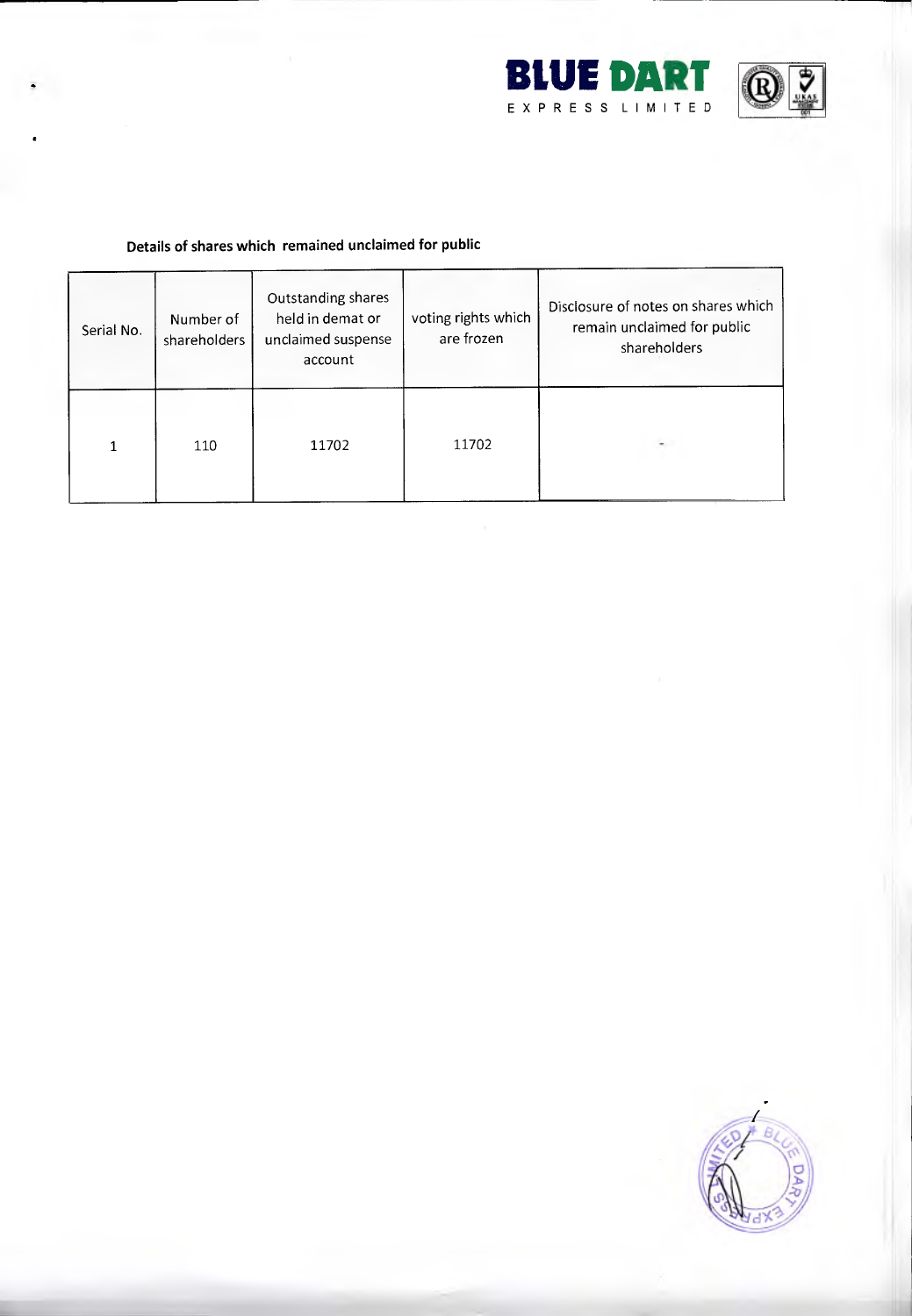**Details of shares which remained unclaimed for public**

| Serial No. | Number of shareholders | Outstanding shares held in demat or unclaimed suspense account | voting rights which are frozen | Disclosure of notes on shares which remain unclaimed for public shareholders |
|---|---|---|---|---|
| 1 | 110 | 11702 | 11702 | - |